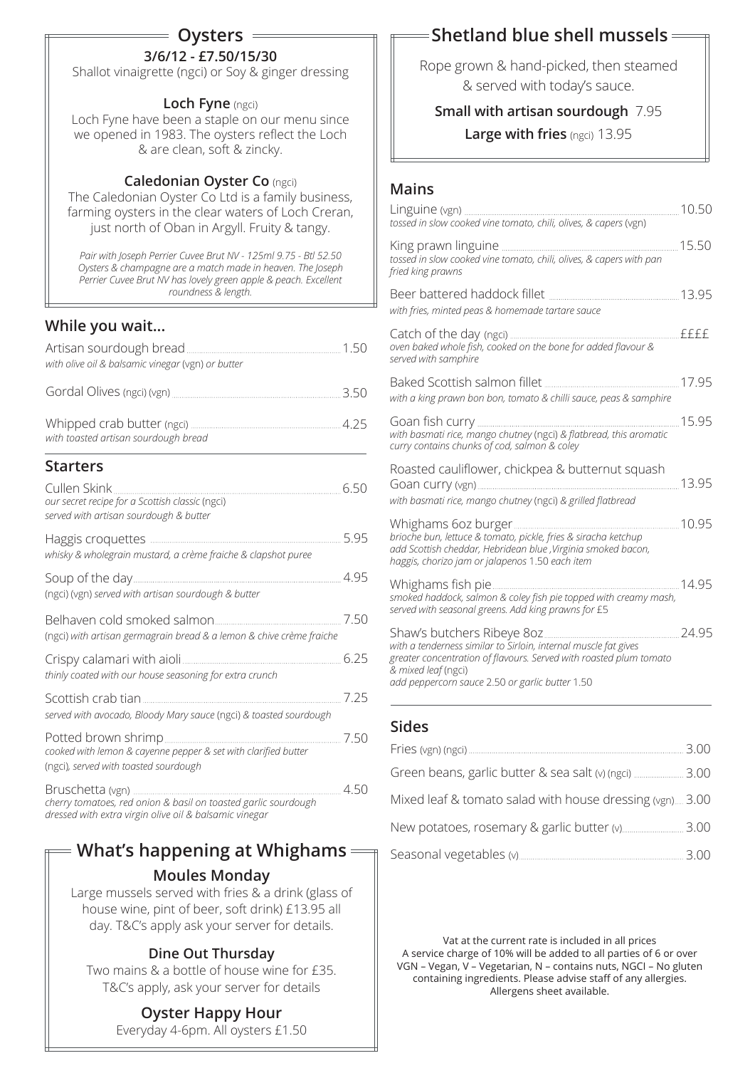## Oysters

**3/6/12 - £7.50/15/30**

Shallot vinaigrette (ngci) or Soy & ginger dressing

**Loch Fyne** (ngci)

Loch Fyne have been a staple on our menu since we opened in 1983. The oysters reflect the Loch & are clean, soft & zincky.

**Caledonian Oyster Co** (ngci)

The Caledonian Oyster Co Ltd is a family business, farming oysters in the clear waters of Loch Creran, just north of Oban in Argyll. Fruity & tangy.

*Pair with Joseph Perrier Cuvee Brut NV - 125ml 9.75 - Btl 52.50 Oysters & champagne are a match made in heaven. The Joseph Perrier Cuvee Brut NV has lovely green apple & peach. Excellent roundness & length.*

## While you wait...

Artisan sourdough bread ... 1.50
*with olive oil & balsamic vinegar* (vgn) *or butter*

Gordal Olives (ngci) (vgn) ... 3.50

Whipped crab butter (ngci) ... 4.25
*with toasted artisan sourdough bread*

## Starters

Cullen Skink ... 6.50
*our secret recipe for a Scottish classic* (ngci)
*served with artisan sourdough & butter*

Haggis croquettes ... 5.95
*whisky & wholegrain mustard, a crème fraiche & clapshot puree*

Soup of the day ... 4.95
(ngci) (vgn) *served with artisan sourdough & butter*

Belhaven cold smoked salmon ... 7.50
(ngci) *with artisan germagrain bread & a lemon & chive crème fraiche*

Crispy calamari with aioli ... 6.25
*thinly coated with our house seasoning for extra crunch*

Scottish crab tian ... 7.25
*served with avocado, Bloody Mary sauce* (ngci) *& toasted sourdough*

Potted brown shrimp ... 7.50
*cooked with lemon & cayenne pepper & set with clarified butter* (ngci)*, served with toasted sourdough*

Bruschetta (vgn) ... 4.50
*cherry tomatoes, red onion & basil on toasted garlic sourdough dressed with extra virgin olive oil & balsamic vinegar*

## What's happening at Whighams

**Moules Monday**

Large mussels served with fries & a drink (glass of house wine, pint of beer, soft drink) £13.95 all day. T&C's apply ask your server for details.

**Dine Out Thursday**

Two mains & a bottle of house wine for £35. T&C's apply, ask your server for details

**Oyster Happy Hour**

Everyday 4-6pm. All oysters £1.50

## Shetland blue shell mussels

Rope grown & hand-picked, then steamed & served with today's sauce.

**Small with artisan sourdough** 7.95

**Large with fries** (ngci) 13.95

## Mains

Linguine (vgn) ... 10.50
*tossed in slow cooked vine tomato, chili, olives, & capers* (vgn)

King prawn linguine ... 15.50
*tossed in slow cooked vine tomato, chili, olives, & capers with pan fried king prawns*

Beer battered haddock fillet ... 13.95
*with fries, minted peas & homemade tartare sauce*

Catch of the day (ngci) ... ££££
*oven baked whole fish, cooked on the bone for added flavour & served with samphire*

Baked Scottish salmon fillet ... 17.95
*with a king prawn bon bon, tomato & chilli sauce, peas & samphire*

Goan fish curry ... 15.95
*with basmati rice, mango chutney* (ngci) *& flatbread, this aromatic curry contains chunks of cod, salmon & coley*

Roasted cauliflower, chickpea & butternut squash Goan curry (vgn) ... 13.95
*with basmati rice, mango chutney* (ngci) *& grilled flatbread*

Whighams 6oz burger ... 10.95
*brioche bun, lettuce & tomato, pickle, fries & siracha ketchup add Scottish cheddar, Hebridean blue ,Virginia smoked bacon, haggis, chorizo jam or jalapenos* 1.50 *each item*

Whighams fish pie ... 14.95
*smoked haddock, salmon & coley fish pie topped with creamy mash, served with seasonal greens. Add king prawns for* £5

Shaw's butchers Ribeye 8oz ... 24.95
*with a tenderness similar to Sirloin, internal muscle fat gives greater concentration of flavours. Served with roasted plum tomato & mixed leaf* (ngci)
*add peppercorn sauce* 2.50 *or garlic butter* 1.50

## Sides

Fries (vgn) (ngci) ... 3.00

Green beans, garlic butter & sea salt (v) (ngci) ... 3.00

Mixed leaf & tomato salad with house dressing (vgn) ... 3.00

New potatoes, rosemary & garlic butter (v) ... 3.00

Seasonal vegetables (v) ... 3.00

Vat at the current rate is included in all prices
A service charge of 10% will be added to all parties of 6 or over
VGN – Vegan, V – Vegetarian, N – contains nuts, NGCI – No gluten containing ingredients. Please advise staff of any allergies.
Allergens sheet available.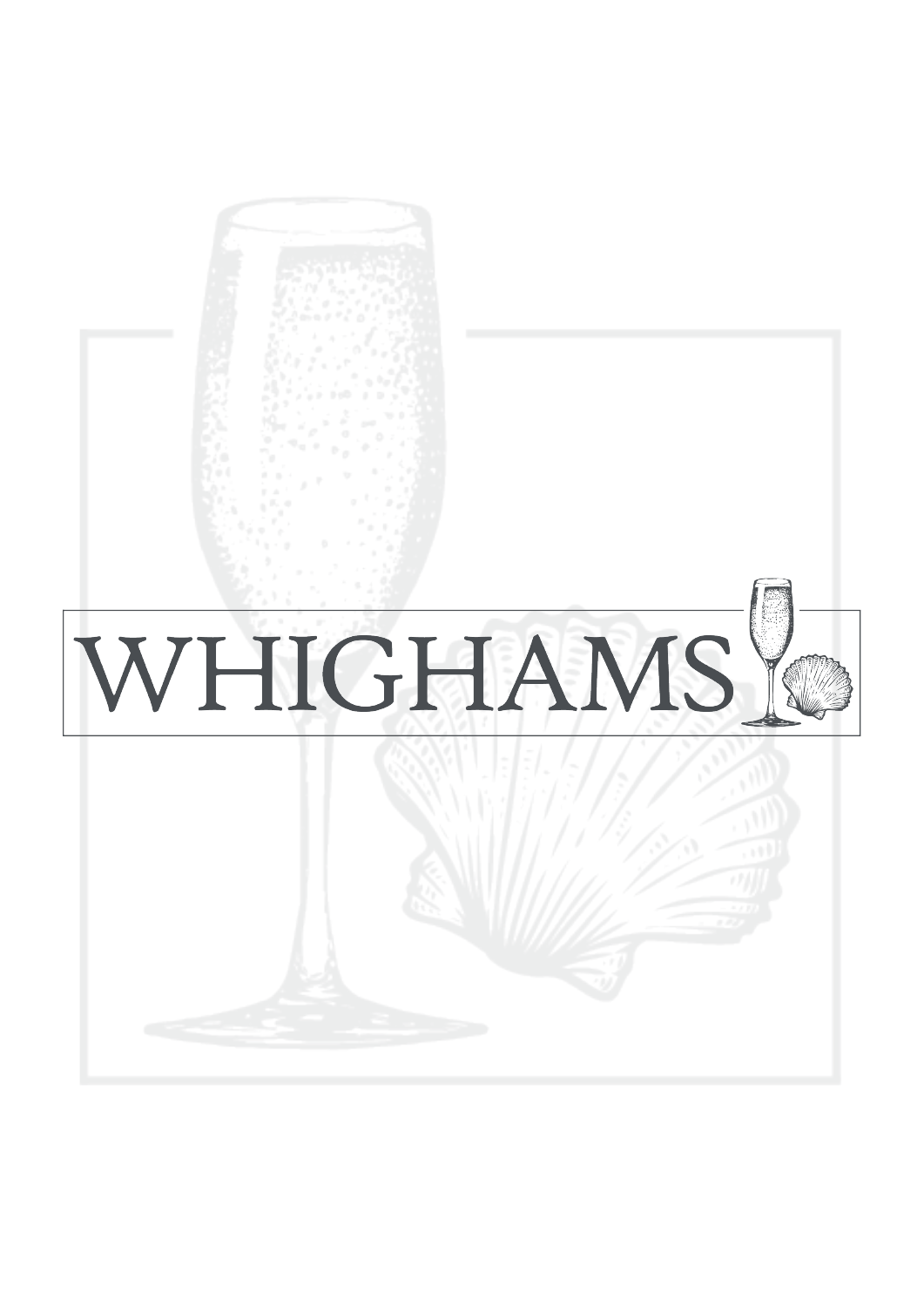# WHIGHAMS